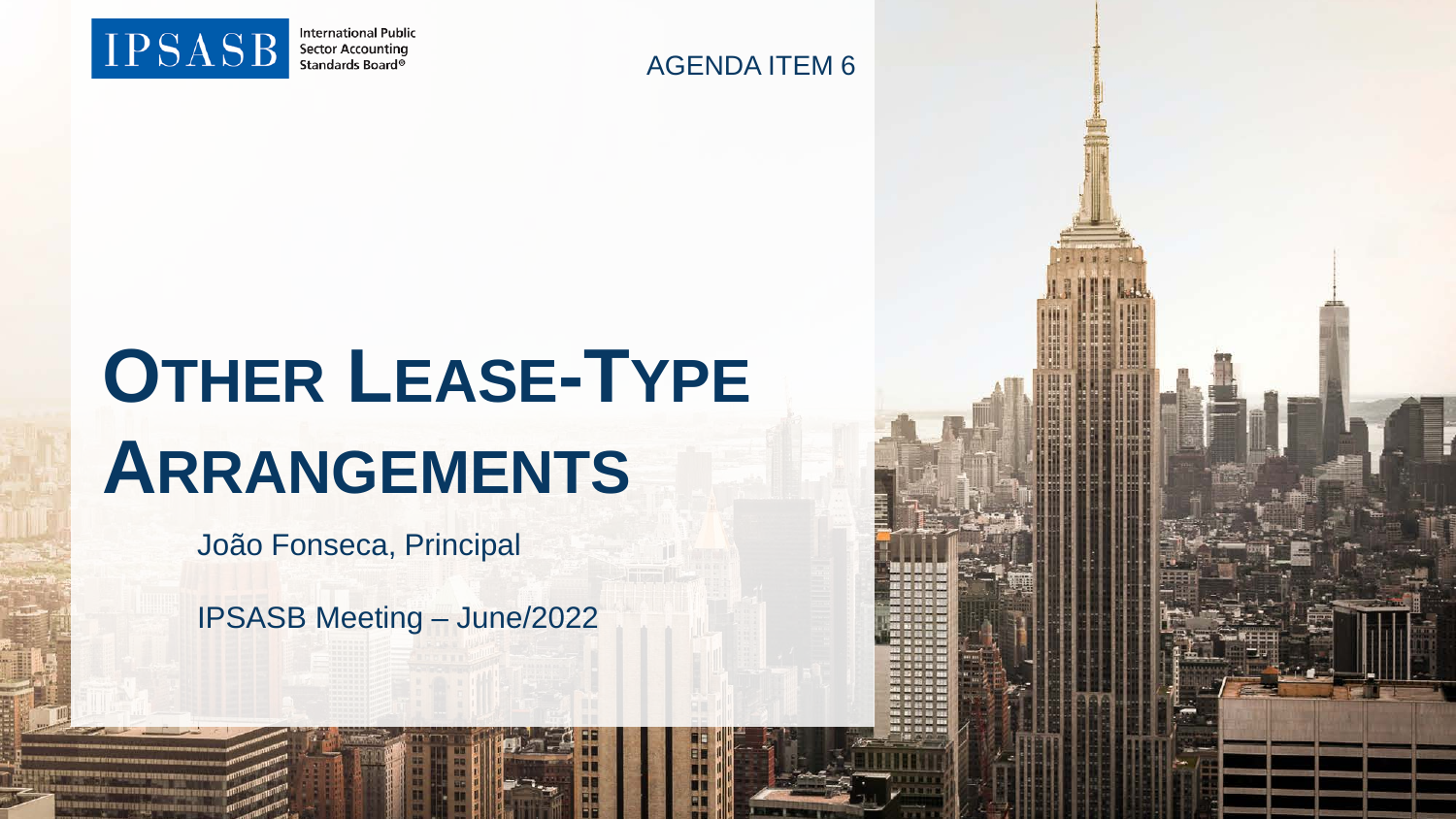IPSAS B International Public Sector Accounting Standards Board®

AGENDA ITEM 6

# OTHER LEASE-TYPE ARRANGEMENTS

João Fonseca, Principal

IPSASB Meeting – June/2022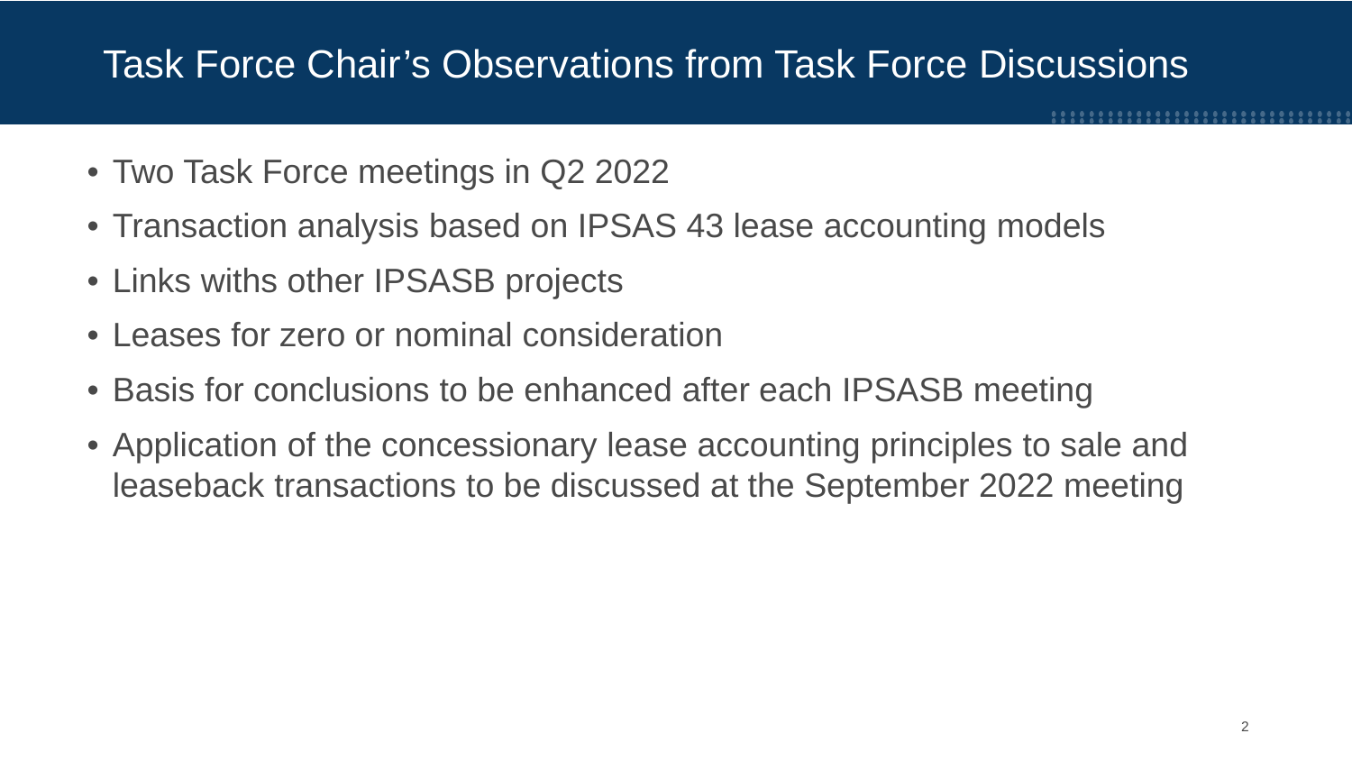# Task Force Chair's Observations from Task Force Discussions

- Two Task Force meetings in Q2 2022
- Transaction analysis based on IPSAS 43 lease accounting models
- Links withs other IPSASB projects
- Leases for zero or nominal consideration
- Basis for conclusions to be enhanced after each IPSASB meeting
- Application of the concessionary lease accounting principles to sale and leaseback transactions to be discussed at the September 2022 meeting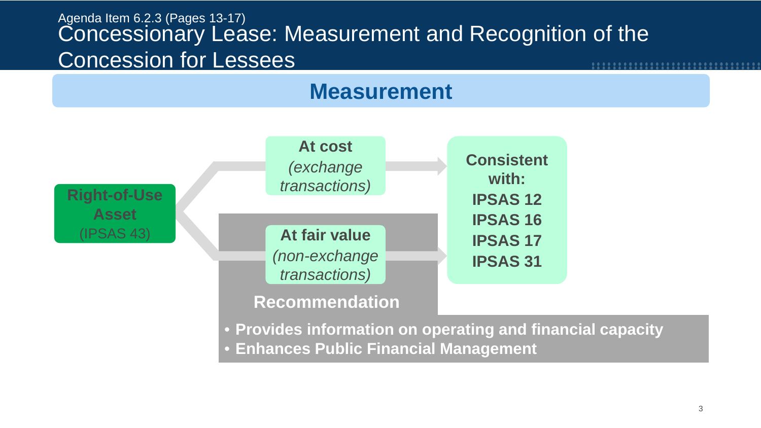Agenda Item 6.2.3 (Pages 13-17)

# Concessionary Lease: Measurement and Recognition of the Concession for Lessees

## Measurement

**Right-of-Use Asset** (IPSAS 43)

- **At cost** *(exchange transactions)*
- **At fair value** *(non-exchange transactions)*

**Consistent with:**
**IPSAS 12**
**IPSAS 16**
**IPSAS 17**
**IPSAS 31**

**Recommendation**

- **Provides information on operating and financial capacity**
- **Enhances Public Financial Management**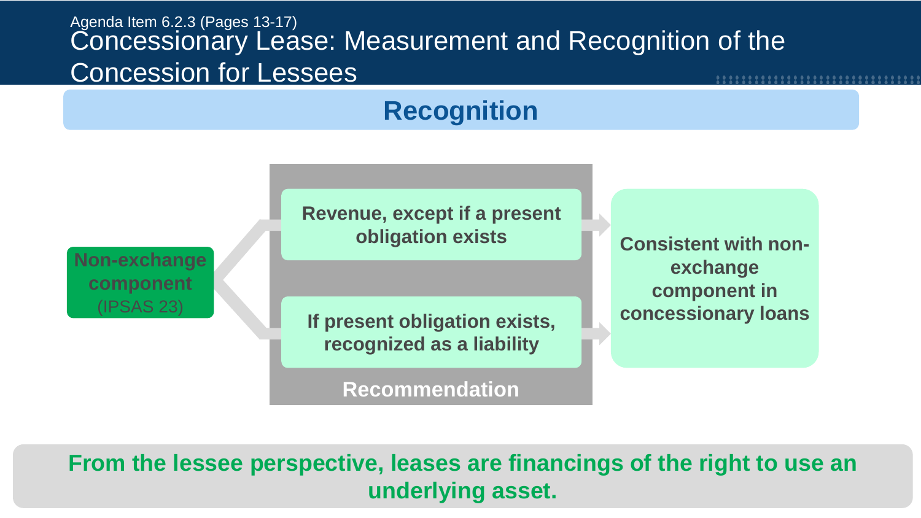Agenda Item 6.2.3 (Pages 13-17)

# Concessionary Lease: Measurement and Recognition of the Concession for Lessees

## Recognition

**Non-exchange component** (IPSAS 23)

**Recommendation**

- **Revenue, except if a present obligation exists**
- **If present obligation exists, recognized as a liability**

**Consistent with non-exchange component in concessionary loans**

**From the lessee perspective, leases are financings of the right to use an underlying asset.**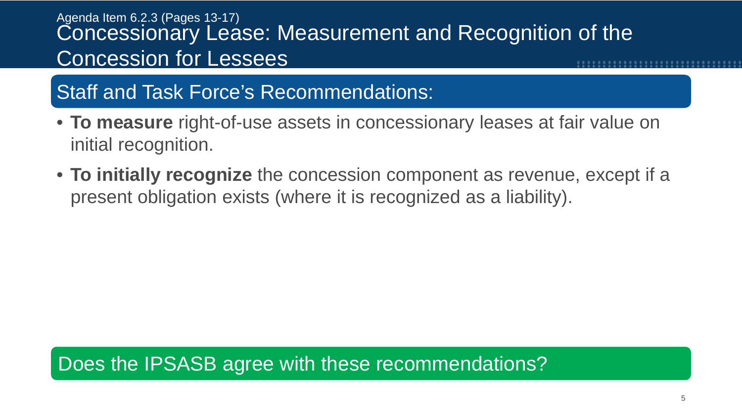Agenda Item 6.2.3 (Pages 13-17)

# Concessionary Lease: Measurement and Recognition of the Concession for Lessees

## Staff and Task Force's Recommendations:

- **To measure** right-of-use assets in concessionary leases at fair value on initial recognition.
- **To initially recognize** the concession component as revenue, except if a present obligation exists (where it is recognized as a liability).

Does the IPSASB agree with these recommendations?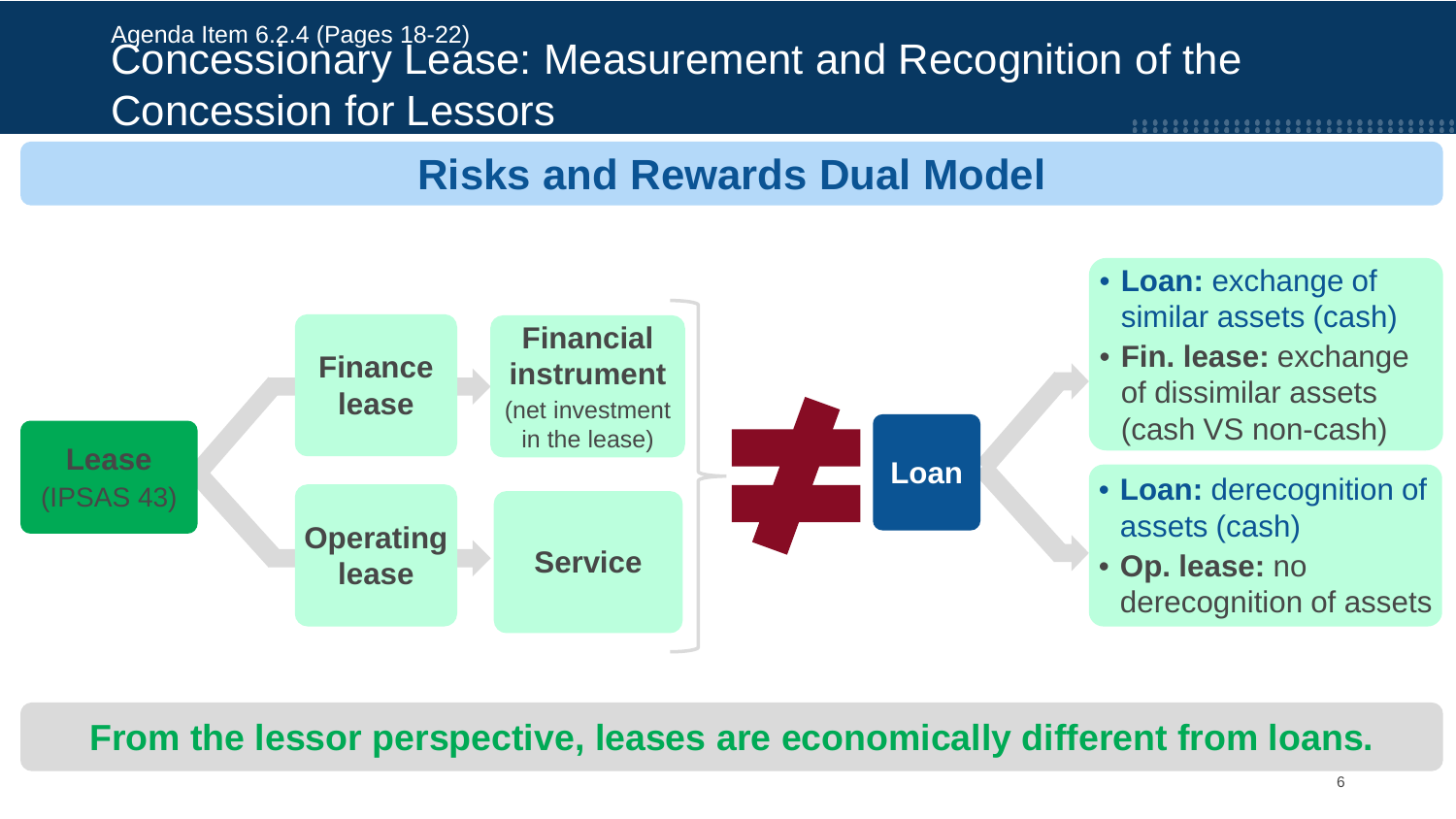Agenda Item 6.2.4 (Pages 18-22)

# Concessionary Lease: Measurement and Recognition of the Concession for Lessors

## Risks and Rewards Dual Model

**Lease** (IPSAS 43)

- **Finance lease** → **Financial instrument** (net investment in the lease)
- **Operating lease** → **Service**

≠ **Loan**

- **Loan:** exchange of similar assets (cash)
- **Fin. lease:** exchange of dissimilar assets (cash VS non-cash)

- **Loan:** derecognition of assets (cash)
- **Op. lease:** no derecognition of assets

**From the lessor perspective, leases are economically different from loans.**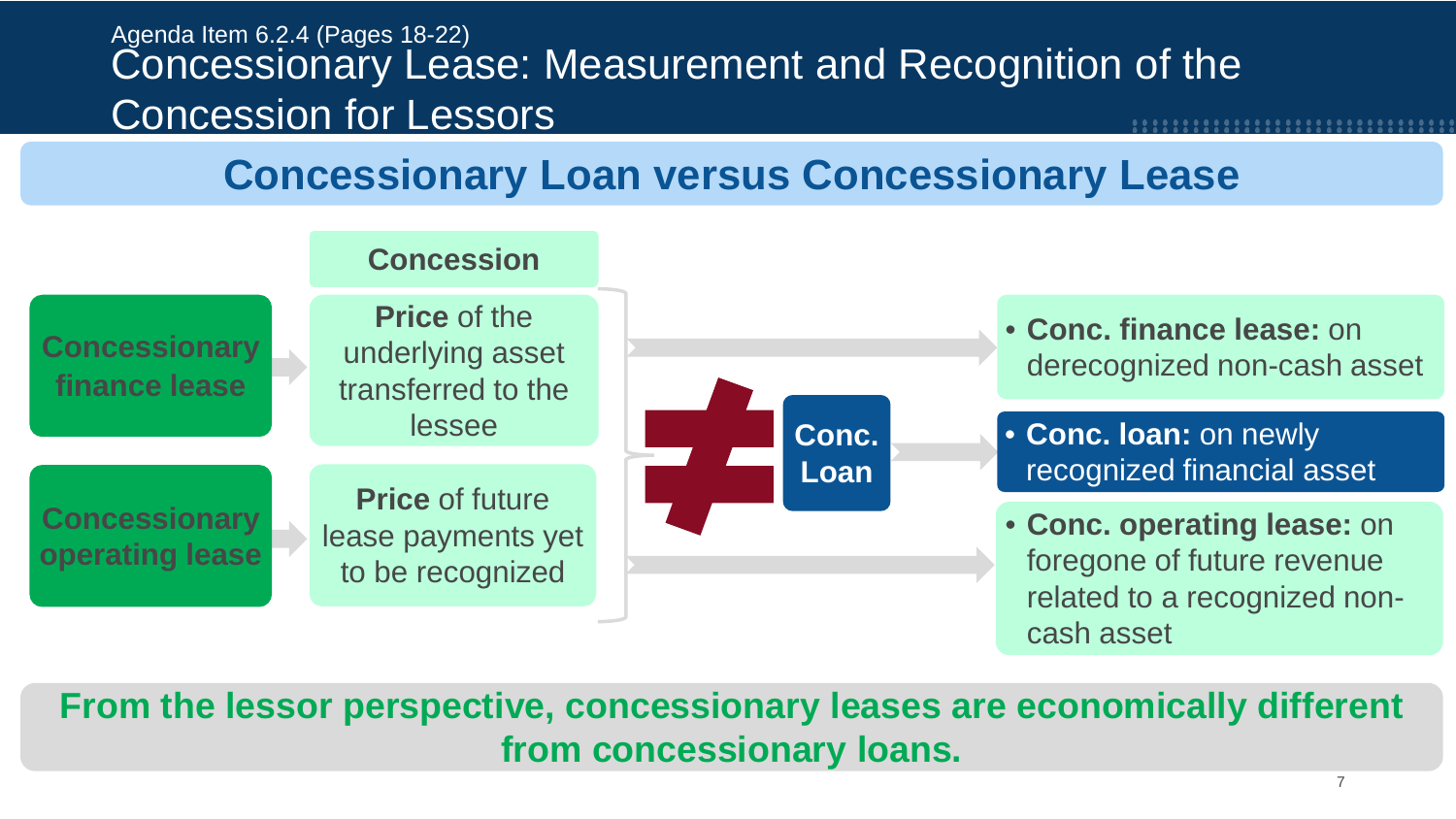Agenda Item 6.2.4 (Pages 18-22)

# Concessionary Lease: Measurement and Recognition of the Concession for Lessors

## Concessionary Loan versus Concessionary Lease

| | Concession |
|---|---|
| **Concessionary finance lease** | **Price** of the underlying asset transferred to the lessee |
| **Concessionary operating lease** | **Price** of future lease payments yet to be recognized |

≠ **Conc. Loan**

- **Conc. finance lease:** on derecognized non-cash asset
- **Conc. loan:** on newly recognized financial asset
- **Conc. operating lease:** on foregone of future revenue related to a recognized non-cash asset

**From the lessor perspective, concessionary leases are economically different from concessionary loans.**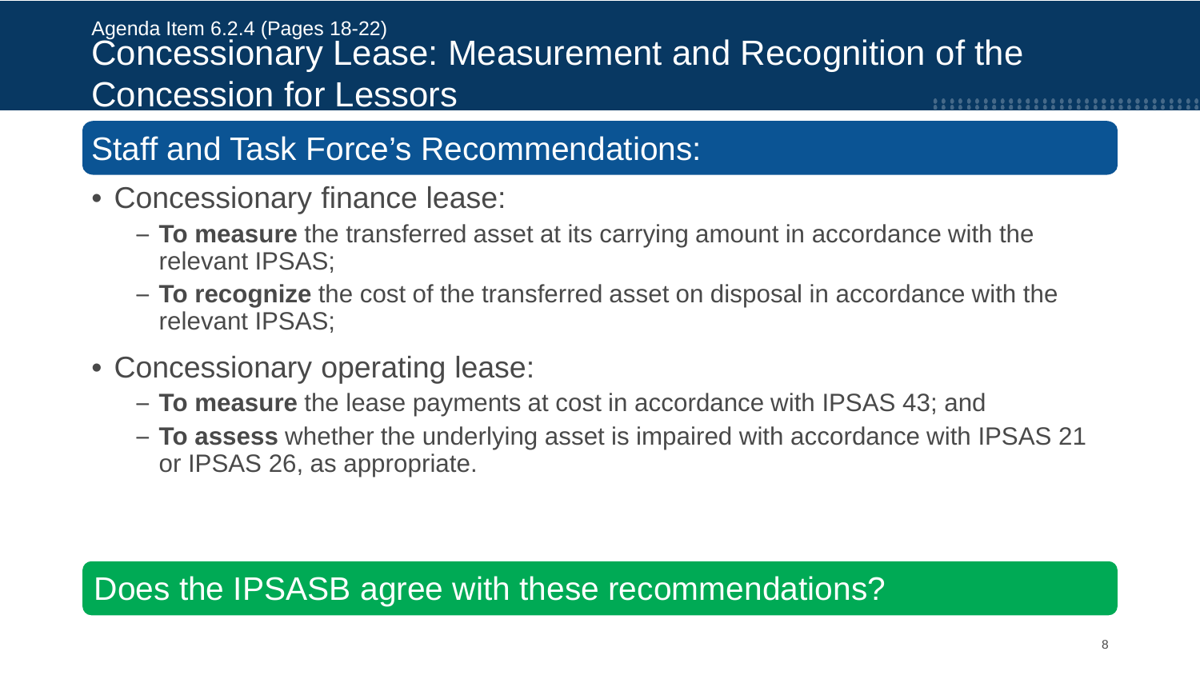Agenda Item 6.2.4 (Pages 18-22)

# Concessionary Lease: Measurement and Recognition of the Concession for Lessors

## Staff and Task Force's Recommendations:

- Concessionary finance lease:
  - **To measure** the transferred asset at its carrying amount in accordance with the relevant IPSAS;
  - **To recognize** the cost of the transferred asset on disposal in accordance with the relevant IPSAS;
- Concessionary operating lease:
  - **To measure** the lease payments at cost in accordance with IPSAS 43; and
  - **To assess** whether the underlying asset is impaired with accordance with IPSAS 21 or IPSAS 26, as appropriate.

## Does the IPSASB agree with these recommendations?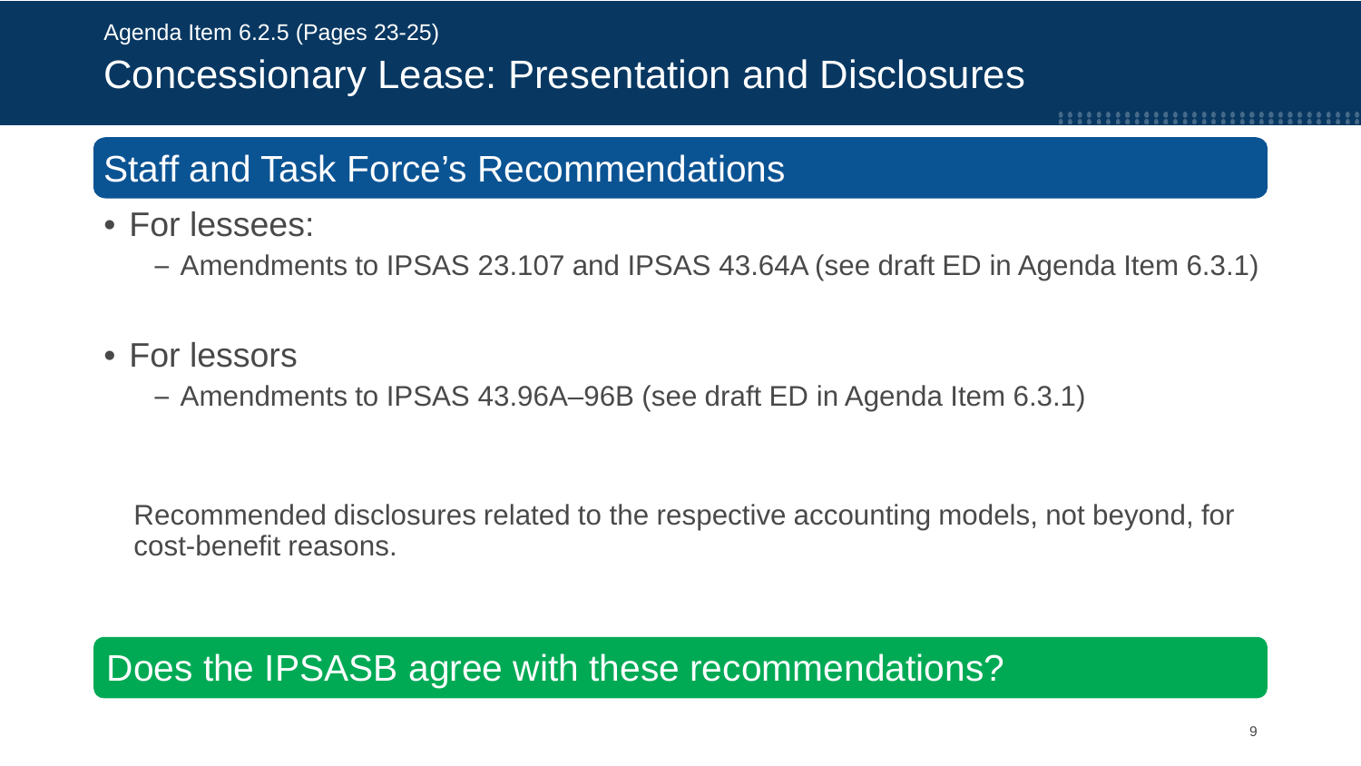Agenda Item 6.2.5 (Pages 23-25)

# Concessionary Lease: Presentation and Disclosures

## Staff and Task Force's Recommendations

- For lessees:
  - Amendments to IPSAS 23.107 and IPSAS 43.64A (see draft ED in Agenda Item 6.3.1)
- For lessors
  - Amendments to IPSAS 43.96A–96B (see draft ED in Agenda Item 6.3.1)

Recommended disclosures related to the respective accounting models, not beyond, for cost-benefit reasons.

## Does the IPSASB agree with these recommendations?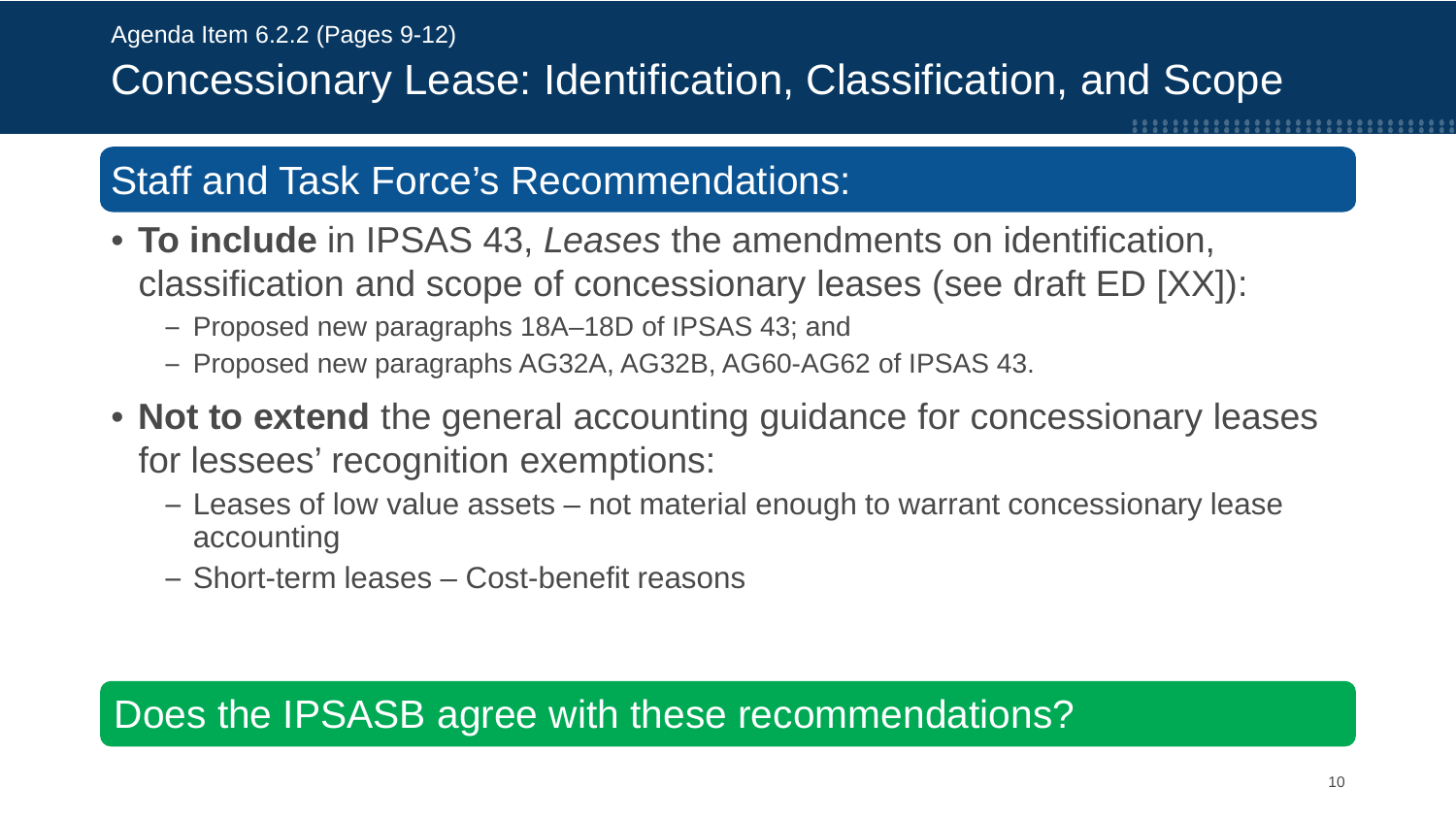Agenda Item 6.2.2 (Pages 9-12)

# Concessionary Lease: Identification, Classification, and Scope

## Staff and Task Force's Recommendations:

- **To include** in IPSAS 43, *Leases* the amendments on identification, classification and scope of concessionary leases (see draft ED [XX]):
  - Proposed new paragraphs 18A–18D of IPSAS 43; and
  - Proposed new paragraphs AG32A, AG32B, AG60-AG62 of IPSAS 43.
- **Not to extend** the general accounting guidance for concessionary leases for lessees' recognition exemptions:
  - Leases of low value assets – not material enough to warrant concessionary lease accounting
  - Short-term leases – Cost-benefit reasons

Does the IPSASB agree with these recommendations?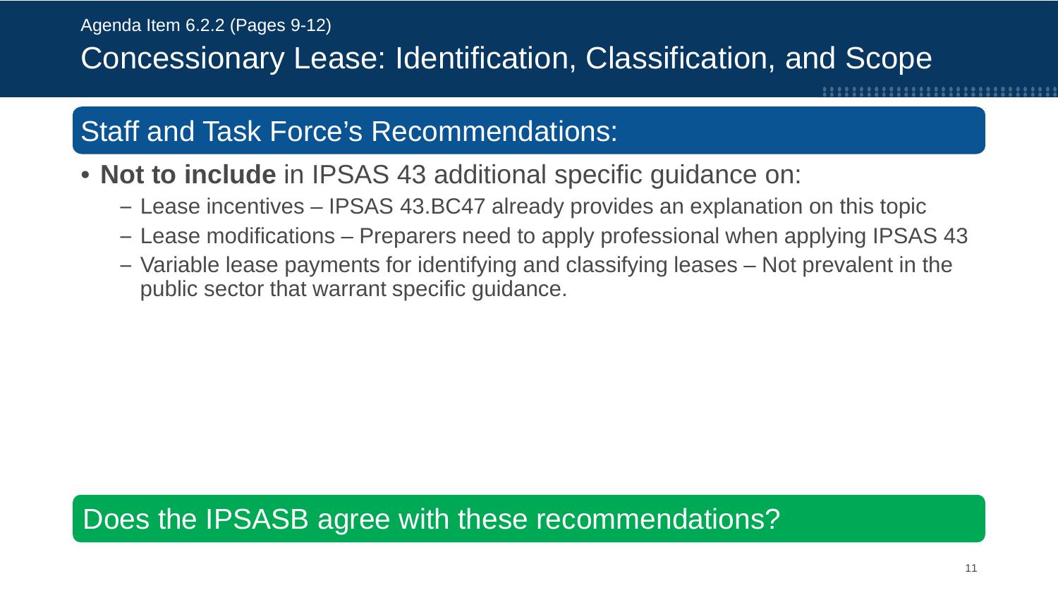Agenda Item 6.2.2 (Pages 9-12)

# Concessionary Lease: Identification, Classification, and Scope

## Staff and Task Force's Recommendations:

- **Not to include** in IPSAS 43 additional specific guidance on:
  - Lease incentives – IPSAS 43.BC47 already provides an explanation on this topic
  - Lease modifications – Preparers need to apply professional when applying IPSAS 43
  - Variable lease payments for identifying and classifying leases – Not prevalent in the public sector that warrant specific guidance.

Does the IPSASB agree with these recommendations?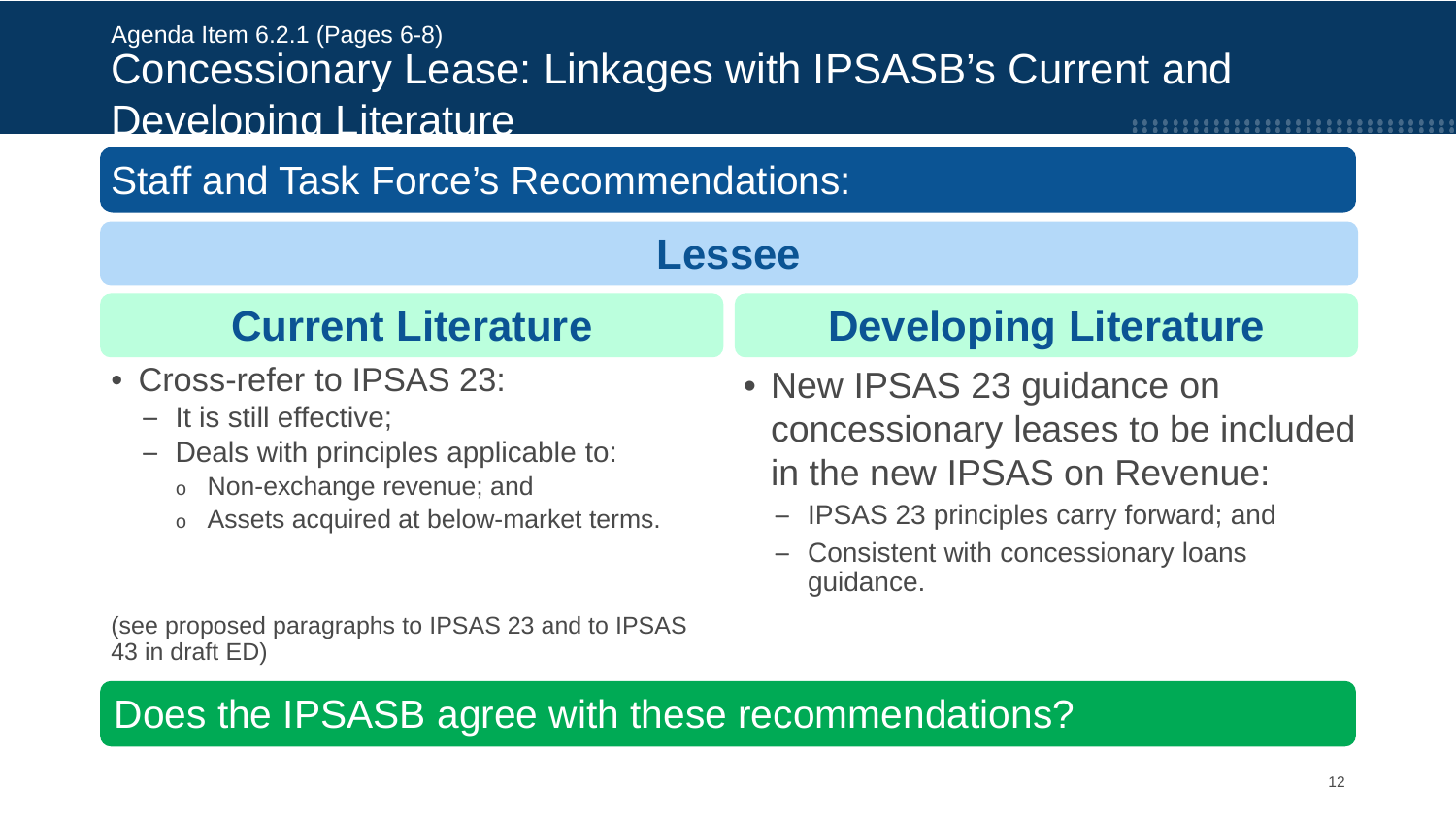Agenda Item 6.2.1 (Pages 6-8)

# Concessionary Lease: Linkages with IPSASB's Current and Developing Literature

## Staff and Task Force's Recommendations:

### Lessee

#### Current Literature

- Cross-refer to IPSAS 23:
  - It is still effective;
  - Deals with principles applicable to:
    - Non-exchange revenue; and
    - Assets acquired at below-market terms.

(see proposed paragraphs to IPSAS 23 and to IPSAS 43 in draft ED)

#### Developing Literature

- New IPSAS 23 guidance on concessionary leases to be included in the new IPSAS on Revenue:
  - IPSAS 23 principles carry forward; and
  - Consistent with concessionary loans guidance.

**Does the IPSASB agree with these recommendations?**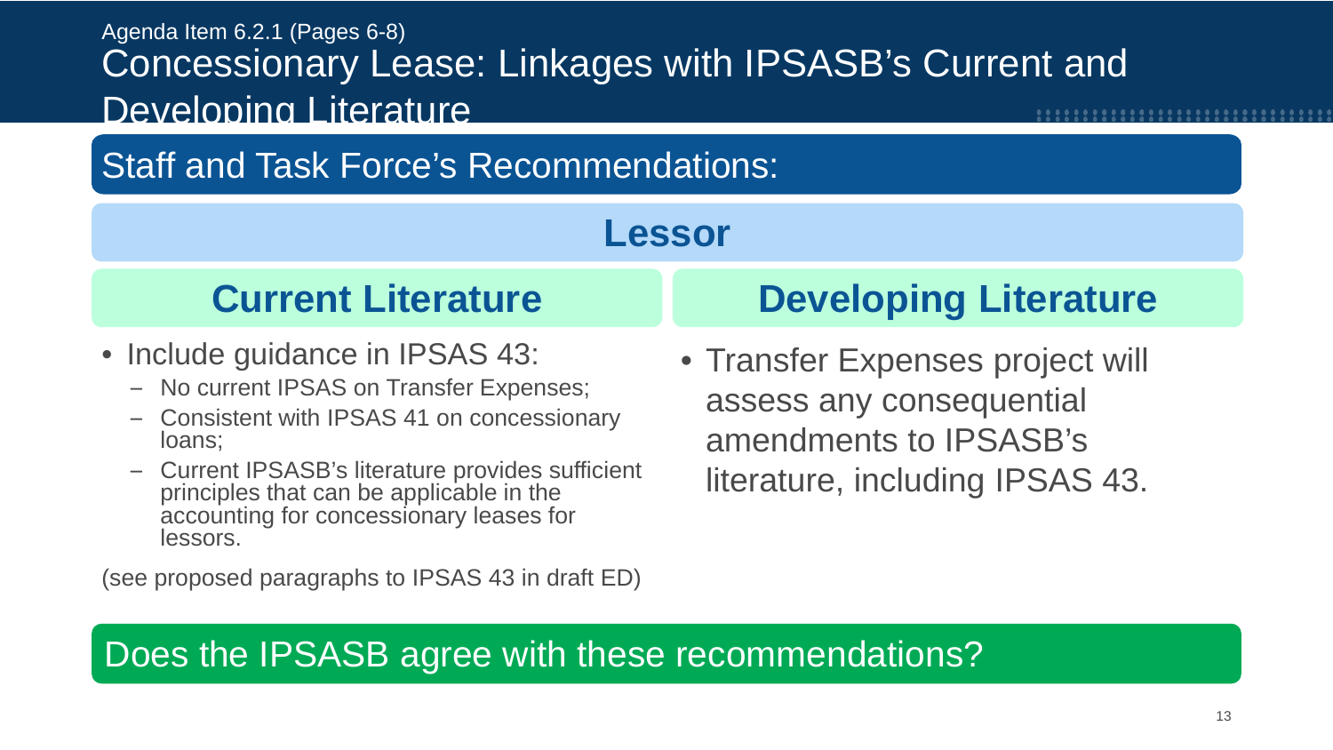Agenda Item 6.2.1 (Pages 6-8)

# Concessionary Lease: Linkages with IPSASB's Current and Developing Literature

## Staff and Task Force's Recommendations:

### Lessor

#### Current Literature

- Include guidance in IPSAS 43:
  - No current IPSAS on Transfer Expenses;
  - Consistent with IPSAS 41 on concessionary loans;
  - Current IPSASB's literature provides sufficient principles that can be applicable in the accounting for concessionary leases for lessors.

(see proposed paragraphs to IPSAS 43 in draft ED)

#### Developing Literature

- Transfer Expenses project will assess any consequential amendments to IPSASB's literature, including IPSAS 43.

**Does the IPSASB agree with these recommendations?**